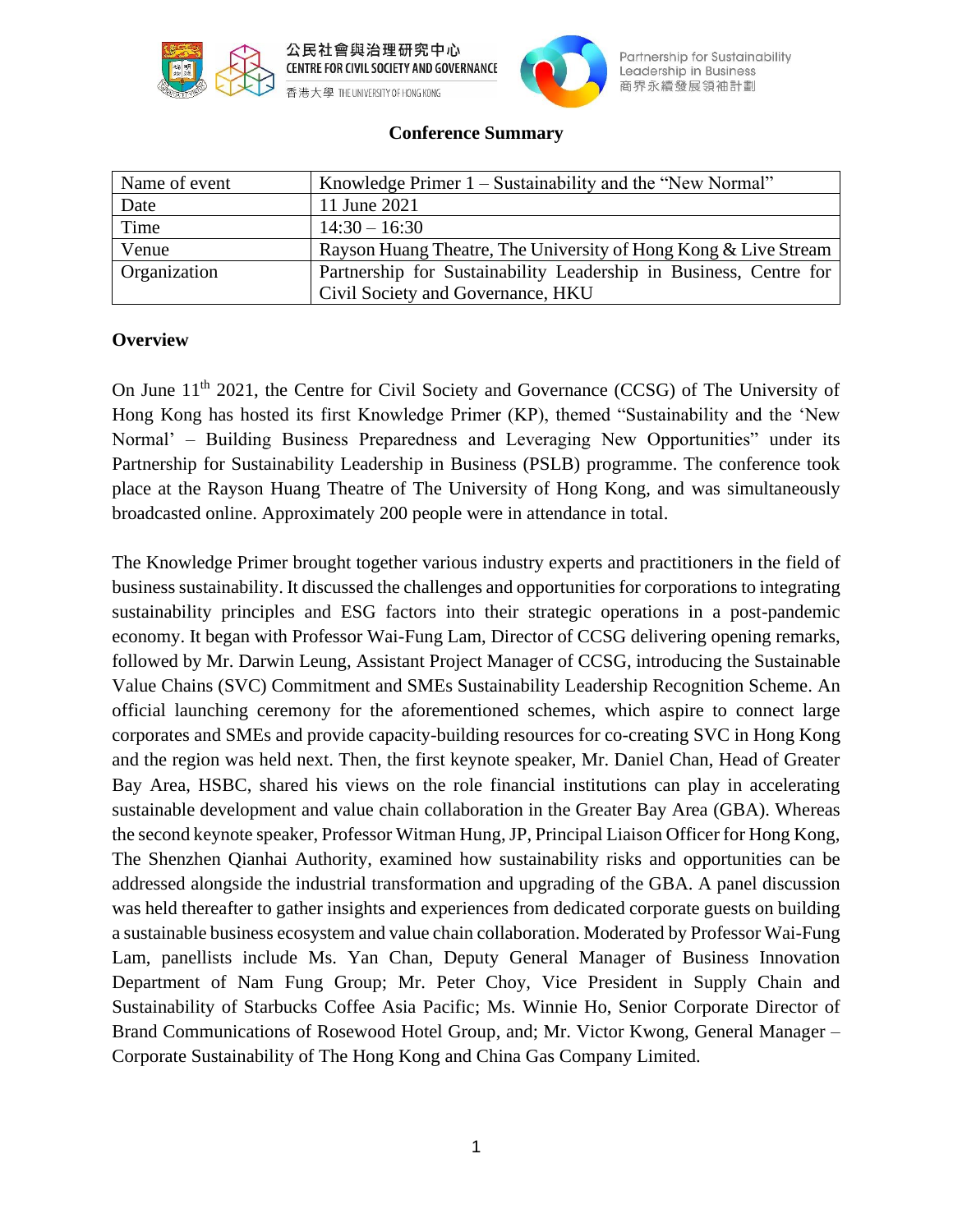**Conference Summary**

| Name of event | Knowledge Primer 1 – Sustainability and the "New Normal" |
|---|---|
| Date | 11 June 2021 |
| Time | 14:30 – 16:30 |
| Venue | Rayson Huang Theatre, The University of Hong Kong & Live Stream |
| Organization | Partnership for Sustainability Leadership in Business, Centre for Civil Society and Governance, HKU |

**Overview**

On June 11th 2021, the Centre for Civil Society and Governance (CCSG) of The University of Hong Kong has hosted its first Knowledge Primer (KP), themed "Sustainability and the 'New Normal' – Building Business Preparedness and Leveraging New Opportunities" under its Partnership for Sustainability Leadership in Business (PSLB) programme. The conference took place at the Rayson Huang Theatre of The University of Hong Kong, and was simultaneously broadcasted online. Approximately 200 people were in attendance in total.

The Knowledge Primer brought together various industry experts and practitioners in the field of business sustainability. It discussed the challenges and opportunities for corporations to integrating sustainability principles and ESG factors into their strategic operations in a post-pandemic economy. It began with Professor Wai-Fung Lam, Director of CCSG delivering opening remarks, followed by Mr. Darwin Leung, Assistant Project Manager of CCSG, introducing the Sustainable Value Chains (SVC) Commitment and SMEs Sustainability Leadership Recognition Scheme. An official launching ceremony for the aforementioned schemes, which aspire to connect large corporates and SMEs and provide capacity-building resources for co-creating SVC in Hong Kong and the region was held next. Then, the first keynote speaker, Mr. Daniel Chan, Head of Greater Bay Area, HSBC, shared his views on the role financial institutions can play in accelerating sustainable development and value chain collaboration in the Greater Bay Area (GBA). Whereas the second keynote speaker, Professor Witman Hung, JP, Principal Liaison Officer for Hong Kong, The Shenzhen Qianhai Authority, examined how sustainability risks and opportunities can be addressed alongside the industrial transformation and upgrading of the GBA. A panel discussion was held thereafter to gather insights and experiences from dedicated corporate guests on building a sustainable business ecosystem and value chain collaboration. Moderated by Professor Wai-Fung Lam, panellists include Ms. Yan Chan, Deputy General Manager of Business Innovation Department of Nam Fung Group; Mr. Peter Choy, Vice President in Supply Chain and Sustainability of Starbucks Coffee Asia Pacific; Ms. Winnie Ho, Senior Corporate Director of Brand Communications of Rosewood Hotel Group, and; Mr. Victor Kwong, General Manager – Corporate Sustainability of The Hong Kong and China Gas Company Limited.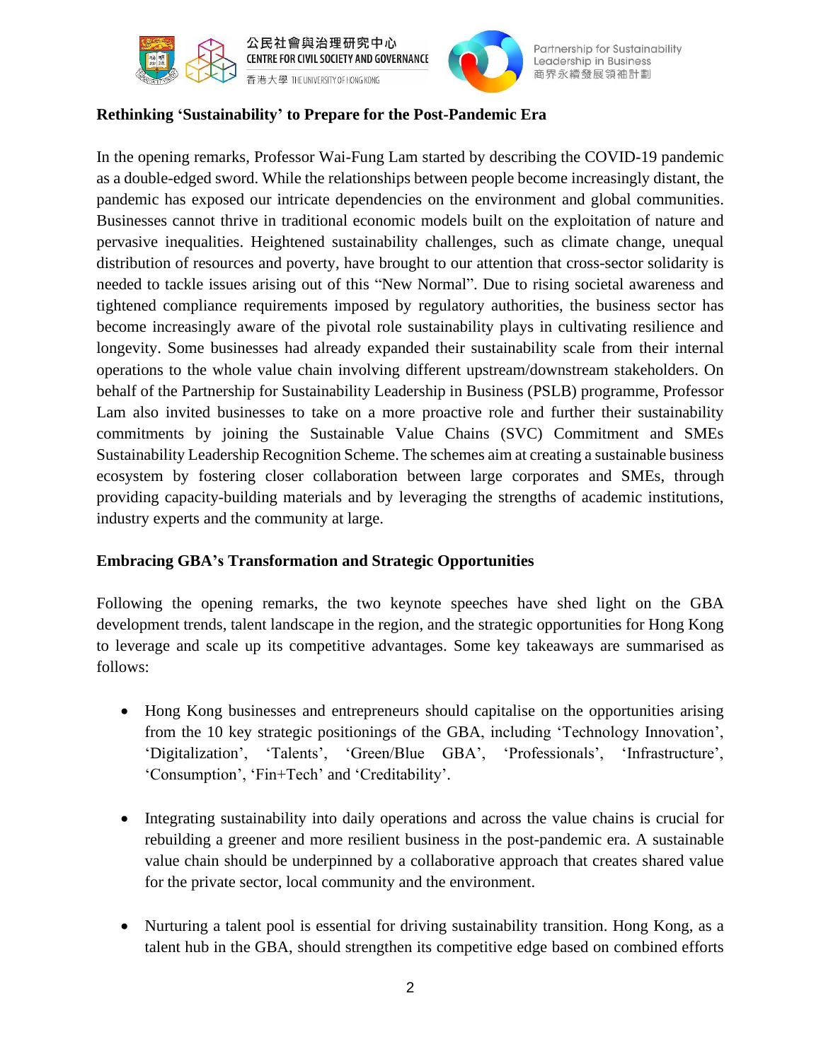**Rethinking 'Sustainability' to Prepare for the Post-Pandemic Era**

In the opening remarks, Professor Wai-Fung Lam started by describing the COVID-19 pandemic as a double-edged sword. While the relationships between people become increasingly distant, the pandemic has exposed our intricate dependencies on the environment and global communities. Businesses cannot thrive in traditional economic models built on the exploitation of nature and pervasive inequalities. Heightened sustainability challenges, such as climate change, unequal distribution of resources and poverty, have brought to our attention that cross-sector solidarity is needed to tackle issues arising out of this "New Normal". Due to rising societal awareness and tightened compliance requirements imposed by regulatory authorities, the business sector has become increasingly aware of the pivotal role sustainability plays in cultivating resilience and longevity. Some businesses had already expanded their sustainability scale from their internal operations to the whole value chain involving different upstream/downstream stakeholders. On behalf of the Partnership for Sustainability Leadership in Business (PSLB) programme, Professor Lam also invited businesses to take on a more proactive role and further their sustainability commitments by joining the Sustainable Value Chains (SVC) Commitment and SMEs Sustainability Leadership Recognition Scheme. The schemes aim at creating a sustainable business ecosystem by fostering closer collaboration between large corporates and SMEs, through providing capacity-building materials and by leveraging the strengths of academic institutions, industry experts and the community at large.

**Embracing GBA's Transformation and Strategic Opportunities**

Following the opening remarks, the two keynote speeches have shed light on the GBA development trends, talent landscape in the region, and the strategic opportunities for Hong Kong to leverage and scale up its competitive advantages. Some key takeaways are summarised as follows:

- Hong Kong businesses and entrepreneurs should capitalise on the opportunities arising from the 10 key strategic positionings of the GBA, including 'Technology Innovation', 'Digitalization', 'Talents', 'Green/Blue GBA', 'Professionals', 'Infrastructure', 'Consumption', 'Fin+Tech' and 'Creditability'.

- Integrating sustainability into daily operations and across the value chains is crucial for rebuilding a greener and more resilient business in the post-pandemic era. A sustainable value chain should be underpinned by a collaborative approach that creates shared value for the private sector, local community and the environment.

- Nurturing a talent pool is essential for driving sustainability transition. Hong Kong, as a talent hub in the GBA, should strengthen its competitive edge based on combined efforts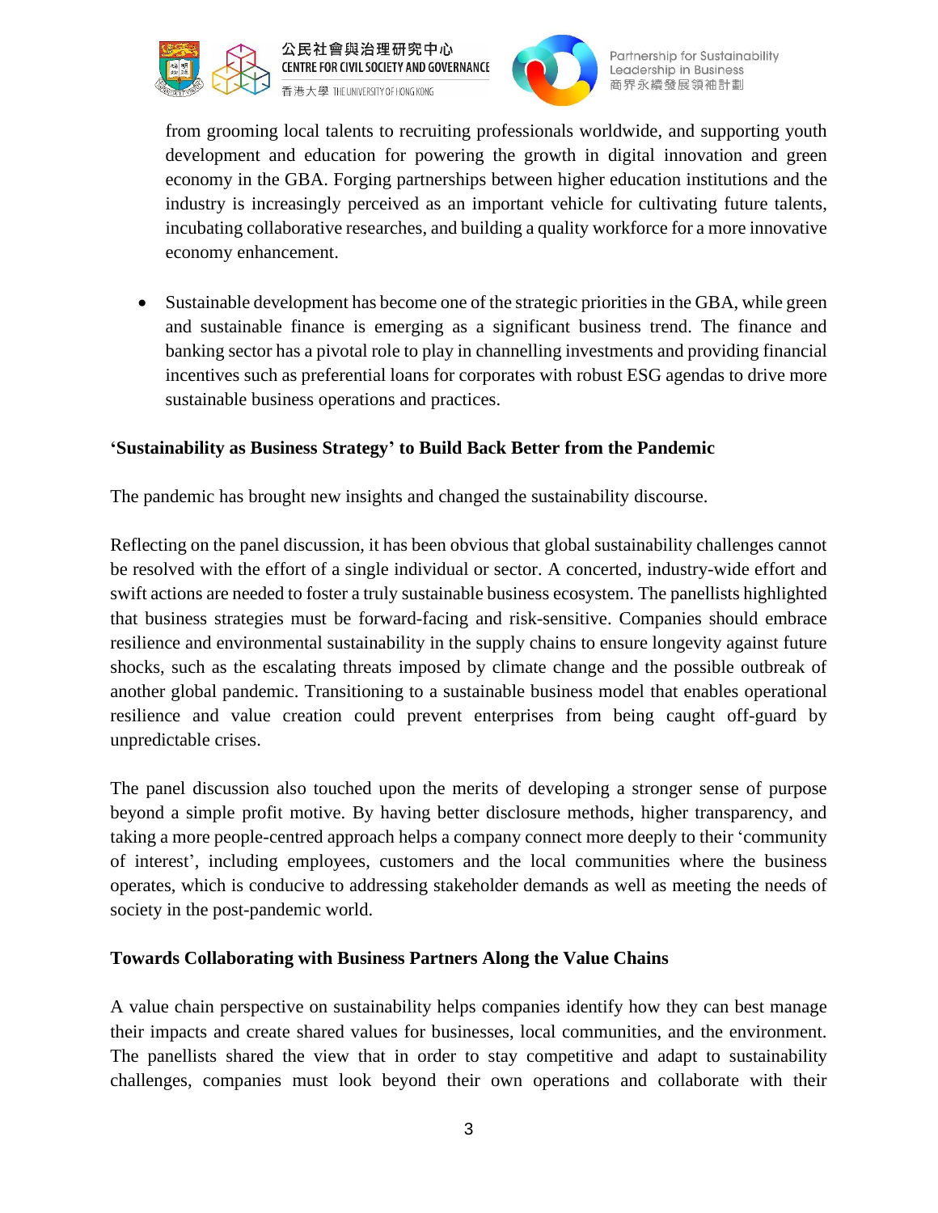from grooming local talents to recruiting professionals worldwide, and supporting youth development and education for powering the growth in digital innovation and green economy in the GBA. Forging partnerships between higher education institutions and the industry is increasingly perceived as an important vehicle for cultivating future talents, incubating collaborative researches, and building a quality workforce for a more innovative economy enhancement.

- Sustainable development has become one of the strategic priorities in the GBA, while green and sustainable finance is emerging as a significant business trend. The finance and banking sector has a pivotal role to play in channelling investments and providing financial incentives such as preferential loans for corporates with robust ESG agendas to drive more sustainable business operations and practices.

**'Sustainability as Business Strategy' to Build Back Better from the Pandemic**

The pandemic has brought new insights and changed the sustainability discourse.

Reflecting on the panel discussion, it has been obvious that global sustainability challenges cannot be resolved with the effort of a single individual or sector. A concerted, industry-wide effort and swift actions are needed to foster a truly sustainable business ecosystem. The panellists highlighted that business strategies must be forward-facing and risk-sensitive. Companies should embrace resilience and environmental sustainability in the supply chains to ensure longevity against future shocks, such as the escalating threats imposed by climate change and the possible outbreak of another global pandemic. Transitioning to a sustainable business model that enables operational resilience and value creation could prevent enterprises from being caught off-guard by unpredictable crises.

The panel discussion also touched upon the merits of developing a stronger sense of purpose beyond a simple profit motive. By having better disclosure methods, higher transparency, and taking a more people-centred approach helps a company connect more deeply to their 'community of interest', including employees, customers and the local communities where the business operates, which is conducive to addressing stakeholder demands as well as meeting the needs of society in the post-pandemic world.

**Towards Collaborating with Business Partners Along the Value Chains**

A value chain perspective on sustainability helps companies identify how they can best manage their impacts and create shared values for businesses, local communities, and the environment. The panellists shared the view that in order to stay competitive and adapt to sustainability challenges, companies must look beyond their own operations and collaborate with their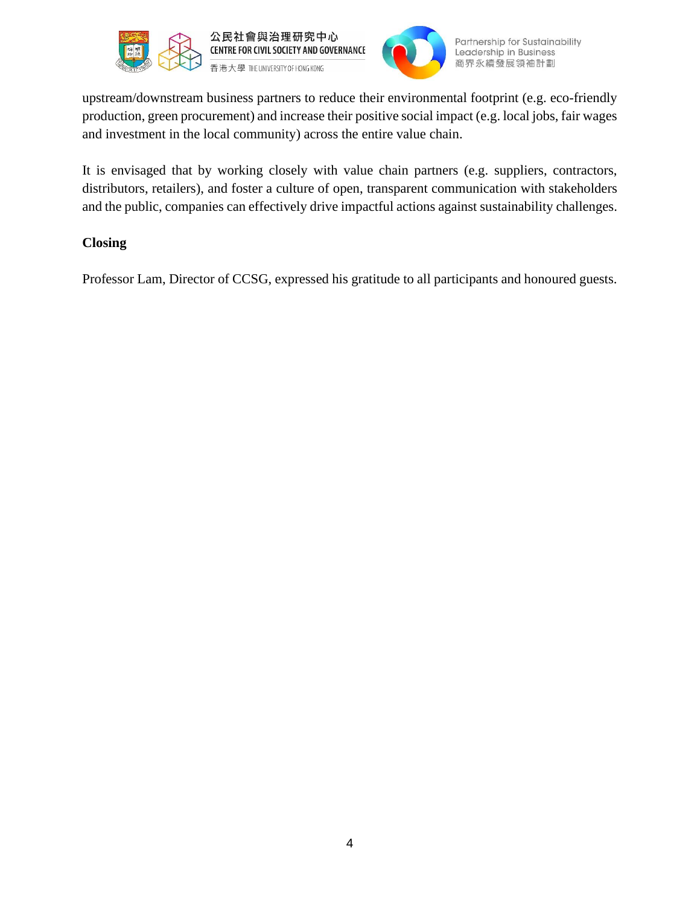upstream/downstream business partners to reduce their environmental footprint (e.g. eco-friendly production, green procurement) and increase their positive social impact (e.g. local jobs, fair wages and investment in the local community) across the entire value chain.

It is envisaged that by working closely with value chain partners (e.g. suppliers, contractors, distributors, retailers), and foster a culture of open, transparent communication with stakeholders and the public, companies can effectively drive impactful actions against sustainability challenges.

**Closing**

Professor Lam, Director of CCSG, expressed his gratitude to all participants and honoured guests.